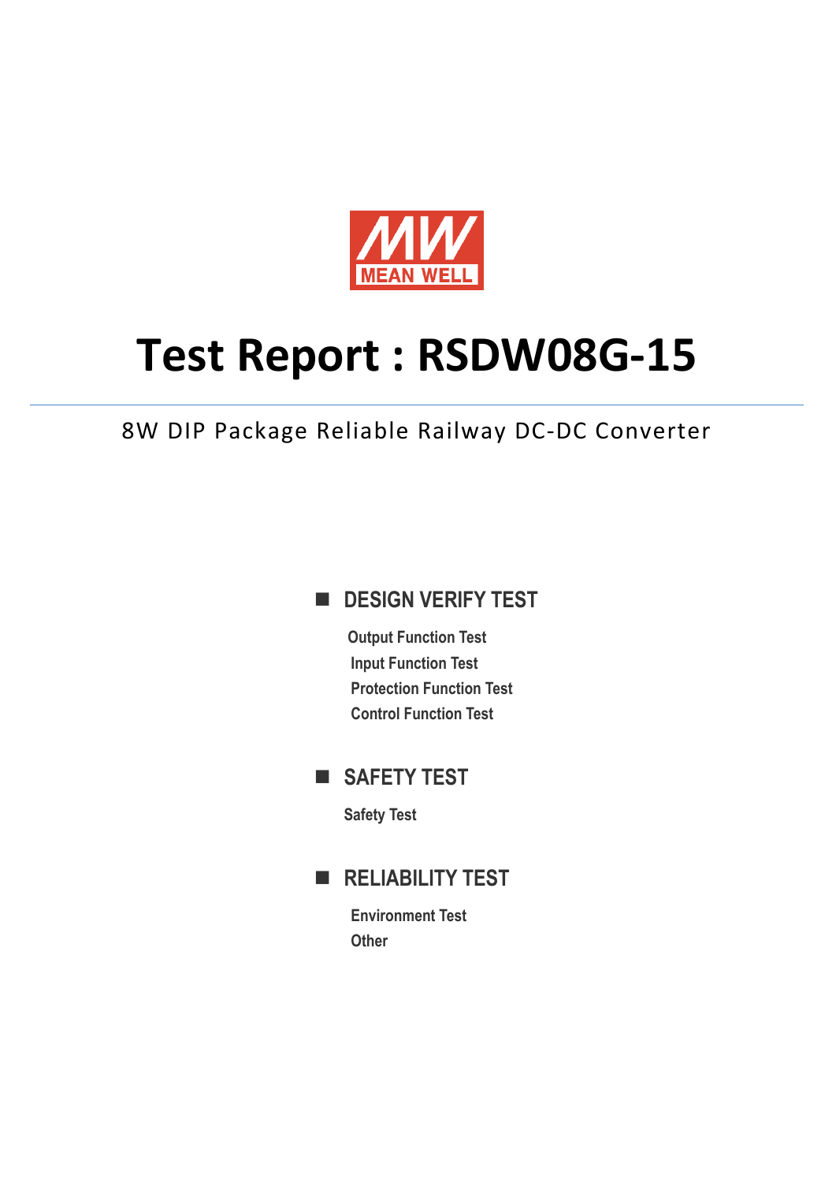MEAN WELL

# Test Report : RSDW08G-15

8W DIP Package Reliable Railway DC-DC Converter

## DESIGN VERIFY TEST

- Output Function Test
- Input Function Test
- Protection Function Test
- Control Function Test

## SAFETY TEST

- Safety Test

## RELIABILITY TEST

- Environment Test
- Other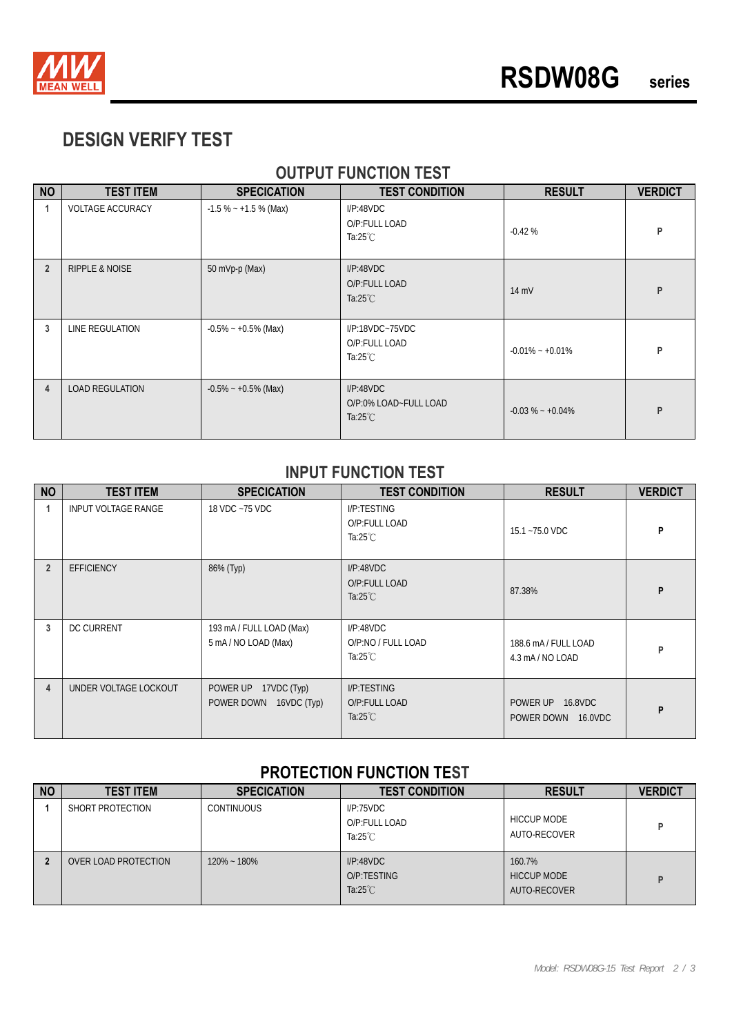# DESIGN VERIFY TEST

## OUTPUT FUNCTION TEST

| NO | TEST ITEM | SPECICATION | TEST CONDITION | RESULT | VERDICT |
|---|---|---|---|---|---|
| 1 | VOLTAGE ACCURACY | -1.5 % ~ +1.5 % (Max) | I/P:48VDC<br>O/P:FULL LOAD<br>Ta:25℃ | -0.42 % | P |
| 2 | RIPPLE & NOISE | 50 mVp-p (Max) | I/P:48VDC<br>O/P:FULL LOAD<br>Ta:25℃ | 14 mV | P |
| 3 | LINE REGULATION | -0.5% ~ +0.5% (Max) | I/P:18VDC~75VDC<br>O/P:FULL LOAD<br>Ta:25℃ | -0.01% ~ +0.01% | P |
| 4 | LOAD REGULATION | -0.5% ~ +0.5% (Max) | I/P:48VDC<br>O/P:0% LOAD~FULL LOAD<br>Ta:25℃ | -0.03 % ~ +0.04% | P |

## INPUT FUNCTION TEST

| NO | TEST ITEM | SPECICATION | TEST CONDITION | RESULT | VERDICT |
|---|---|---|---|---|---|
| 1 | INPUT VOLTAGE RANGE | 18 VDC ~75 VDC | I/P:TESTING<br>O/P:FULL LOAD<br>Ta:25℃ | 15.1 ~75.0 VDC | P |
| 2 | EFFICIENCY | 86% (Typ) | I/P:48VDC<br>O/P:FULL LOAD<br>Ta:25℃ | 87.38% | P |
| 3 | DC CURRENT | 193 mA / FULL LOAD (Max)<br>5 mA / NO LOAD (Max) | I/P:48VDC<br>O/P:NO / FULL LOAD<br>Ta:25℃ | 188.6 mA / FULL LOAD<br>4.3 mA / NO LOAD | P |
| 4 | UNDER VOLTAGE LOCKOUT | POWER UP 17VDC (Typ)<br>POWER DOWN 16VDC (Typ) | I/P:TESTING<br>O/P:FULL LOAD<br>Ta:25℃ | POWER UP 16.8VDC<br>POWER DOWN 16.0VDC | P |

## PROTECTION FUNCTION TEST

| NO | TEST ITEM | SPECICATION | TEST CONDITION | RESULT | VERDICT |
|---|---|---|---|---|---|
| 1 | SHORT PROTECTION | CONTINUOUS | I/P:75VDC<br>O/P:FULL LOAD<br>Ta:25℃ | HICCUP MODE<br>AUTO-RECOVER | P |
| 2 | OVER LOAD PROTECTION | 120% ~ 180% | I/P:48VDC<br>O/P:TESTING<br>Ta:25℃ | 160.7%<br>HICCUP MODE<br>AUTO-RECOVER | P |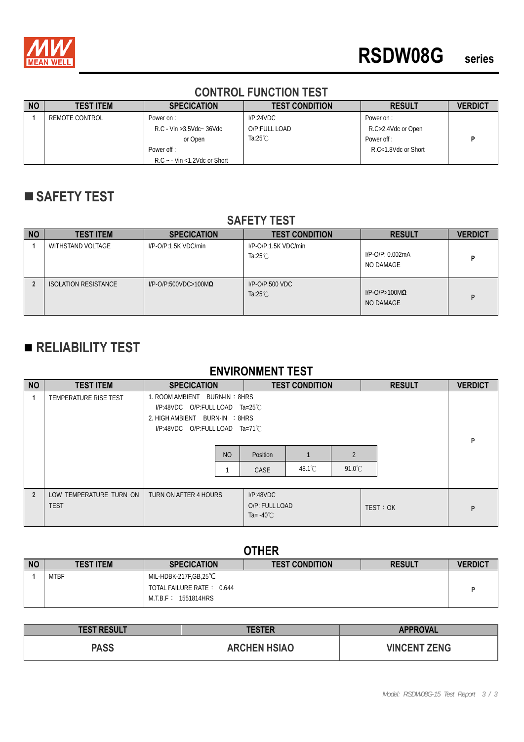# RSDW08G series

## CONTROL FUNCTION TEST

| NO | TEST ITEM | SPECICATION | TEST CONDITION | RESULT | VERDICT |
|---|---|---|---|---|---|
| 1 | REMOTE CONTROL | Power on : R.C - Vin >3.5Vdc~ 36Vdc or Open Power off : R.C ~ - Vin <1.2Vdc or Short | I/P:24VDC O/P:FULL LOAD Ta:25℃ | Power on : R.C>2.4Vdc or Open Power off : R.C<1.8Vdc or Short | P |

## ■ SAFETY TEST

### SAFETY TEST

| NO | TEST ITEM | SPECICATION | TEST CONDITION | RESULT | VERDICT |
|---|---|---|---|---|---|
| 1 | WITHSTAND VOLTAGE | I/P-O/P:1.5K VDC/min | I/P-O/P:1.5K VDC/min Ta:25℃ | I/P-O/P: 0.002mA NO DAMAGE | P |
| 2 | ISOLATION RESISTANCE | I/P-O/P:500VDC>100MΩ | I/P-O/P:500 VDC Ta:25℃ | I/P-O/P>100MΩ NO DAMAGE | P |

## ■ RELIABILITY TEST

### ENVIRONMENT TEST

| NO | TEST ITEM | SPECICATION | TEST CONDITION | RESULT | VERDICT |
|---|---|---|---|---|---|
| 1 | TEMPERATURE RISE TEST | 1. ROOM AMBIENT BURN-IN：8HRS I/P:48VDC O/P:FULL LOAD Ta=25℃ 2. HIGH AMBIENT BURN-IN ：8HRS I/P:48VDC O/P:FULL LOAD Ta=71℃ | | | P |
| 2 | LOW TEMPERATURE TURN ON TEST | TURN ON AFTER 4 HOURS | I/P:48VDC O/P: FULL LOAD Ta= -40℃ | TEST：OK | P |

| NO | Position | 1 | 2 |
|---|---|---|---|
| 1 | CASE | 48.1℃ | 91.0℃ |

### OTHER

| NO | TEST ITEM | SPECICATION | TEST CONDITION | RESULT | VERDICT |
|---|---|---|---|---|---|
| 1 | MTBF | MIL-HDBK-217F,GB,25℃ TOTAL FAILURE RATE： 0.644 M.T.B.F： 1551814HRS | | | P |

| TEST RESULT | TESTER | APPROVAL |
|---|---|---|
| PASS | ARCHEN HSIAO | VINCENT ZENG |